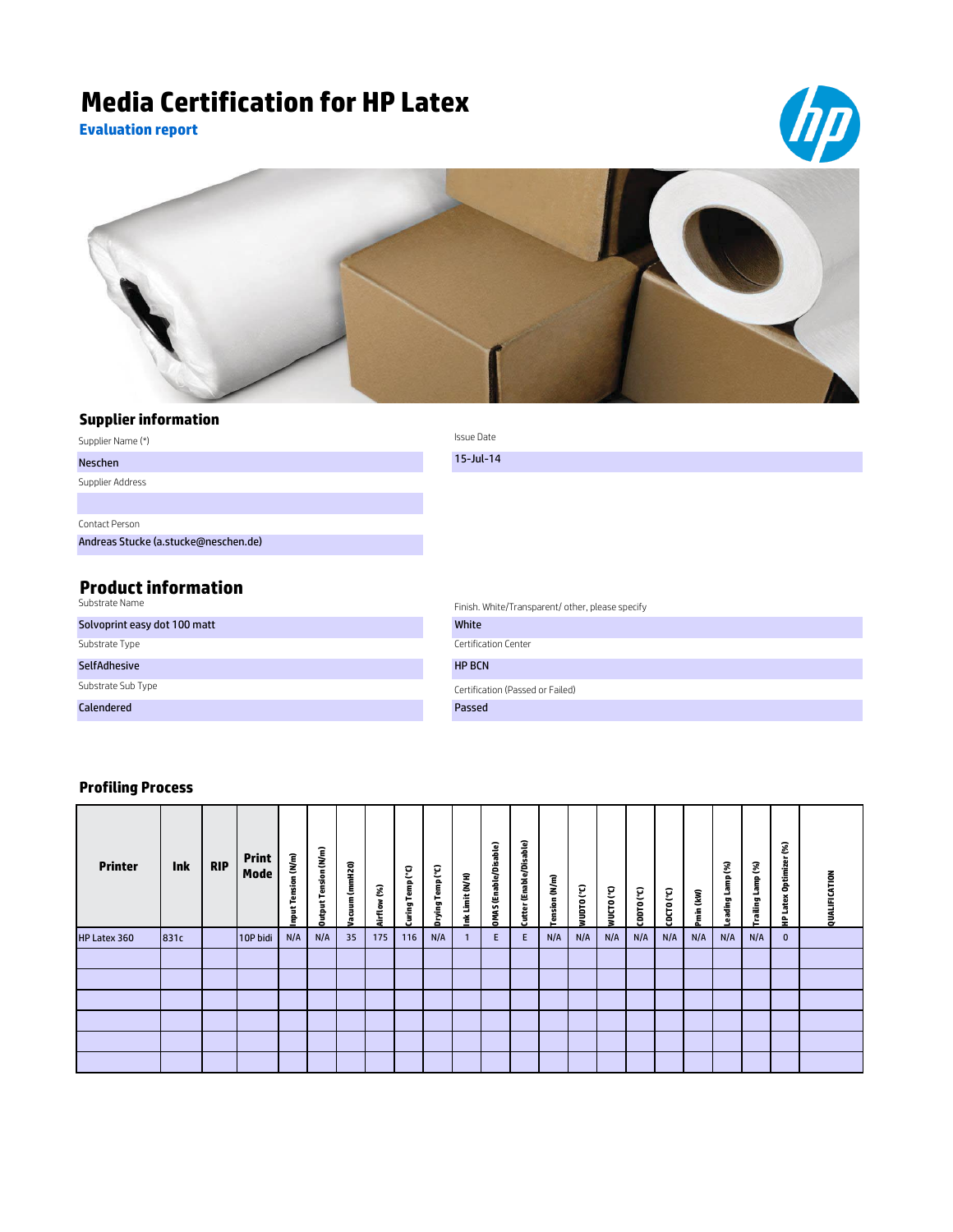# Media Certification for HP Latex

**Evaluation report**

## Supplier information

| Field | Value |
|---|---|
| Supplier Name (*) | Neschen |
| Supplier Address | |
| Contact Person | Andreas Stucke (a.stucke@neschen.de) |
| Issue Date | 15-Jul-14 |

## Product information

| Field | Value |
|---|---|
| Substrate Name | Solvoprint easy dot 100 matt |
| Substrate Type | SelfAdhesive |
| Substrate Sub Type | Calendered |
| Finish. White/Transparent/ other, please specify | White |
| Certification Center | HP BCN |
| Certification (Passed or Failed) | Passed |

## Profiling Process

| Printer | Ink | RIP | Print Mode | Input Tension (N/m) | Output Tension (N/m) | Vacuum (mmH20) | Airflow (%) | Curing Temp (ºC) | Drying Temp (ºC) | Ink Limit (N/H) | OMAS (Enable/Disable) | Cutter (Enable/Disable) | Tension (N/m) | WUDTO (ºC) | WUCTO (ºC) | CDDTO (ºC) | CDCTO (ºC) | Pmin (kW) | Leading Lamp (%) | Trailing Lamp (%) | HP Latex Optimizer (%) | QUALIFICATION |
|---|---|---|---|---|---|---|---|---|---|---|---|---|---|---|---|---|---|---|---|---|---|---|
| HP Latex 360 | 831c | | 10P bidi | N/A | N/A | 35 | 175 | 116 | N/A | 1 | E | E | N/A | N/A | N/A | N/A | N/A | N/A | N/A | N/A | 0 | |
| | | | | | | | | | | | | | | | | | | | | | | |
| | | | | | | | | | | | | | | | | | | | | | | |
| | | | | | | | | | | | | | | | | | | | | | | |
| | | | | | | | | | | | | | | | | | | | | | | |
| | | | | | | | | | | | | | | | | | | | | | | |
| | | | | | | | | | | | | | | | | | | | | | | |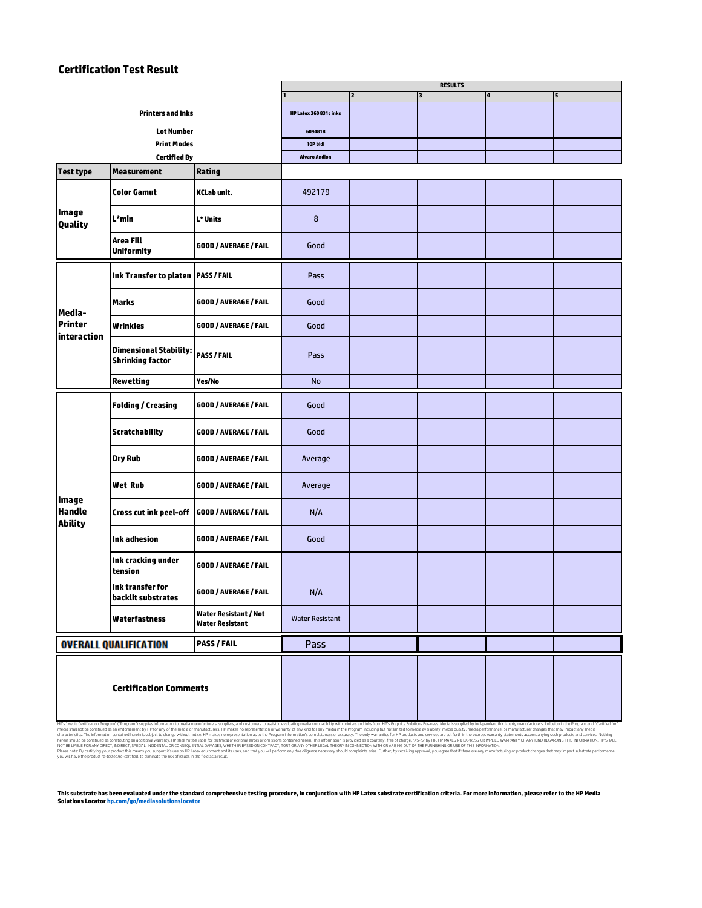## Certification Test Result

| | | | RESULTS | | | | |
|---|---|---|---|---|---|---|---|
| | | | 1 | 2 | 3 | 4 | 5 |
| | Printers and Inks | | HP Latex 360 831c inks | | | | |
| | Lot Number | | 6094818 | | | | |
| | Print Modes | | 10P bidi | | | | |
| | Certified By | | Alvaro Andion | | | | |
| **Test type** | **Measurement** | **Rating** | | | | | |
| **Image Quality** | **Color Gamut** | **KCLab unit.** | 492179 | | | | |
| | **L*min** | **L* Units** | 8 | | | | |
| | **Area Fill Uniformity** | **GOOD / AVERAGE / FAIL** | Good | | | | |
| **Media-Printer interaction** | **Ink Transfer to platen** | **PASS / FAIL** | Pass | | | | |
| | **Marks** | **GOOD / AVERAGE / FAIL** | Good | | | | |
| | **Wrinkles** | **GOOD / AVERAGE / FAIL** | Good | | | | |
| | **Dimensional Stability: Shrinking factor** | **PASS / FAIL** | Pass | | | | |
| | **Rewetting** | **Yes/No** | No | | | | |
| **Image Handle Ability** | **Folding / Creasing** | **GOOD / AVERAGE / FAIL** | Good | | | | |
| | **Scratchability** | **GOOD / AVERAGE / FAIL** | Good | | | | |
| | **Dry Rub** | **GOOD / AVERAGE / FAIL** | Average | | | | |
| | **Wet Rub** | **GOOD / AVERAGE / FAIL** | Average | | | | |
| | **Cross cut ink peel-off** | **GOOD / AVERAGE / FAIL** | N/A | | | | |
| | **Ink adhesion** | **GOOD / AVERAGE / FAIL** | Good | | | | |
| | **Ink cracking under tension** | **GOOD / AVERAGE / FAIL** | | | | | |
| | **Ink transfer for backlit substrates** | **GOOD / AVERAGE / FAIL** | N/A | | | | |
| | **Waterfastness** | **Water Resistant / Not Water Resistant** | Water Resistant | | | | |
| **OVERALL QUALIFICATION** | | **PASS / FAIL** | Pass | | | | |
| **Certification Comments** | | | | | | | |

HP's "Media Certification Program" ("Program") supplies information to media manufacturers, suppliers, and customers to assist in evaluating media compatibility with printers and inks from HP's Graphics Solutions Business. Media is supplied by independent third-party manufacturers. Inclusion in the Program and "Certified for" media shall not be construed as an endorsement by HP for any of the media or manufacturers. HP makes no representation or warranty of any kind for any media in the Program including but not limited to media availability, media quality, media performance, or manufacturer changes that may impact any media characteristics. The information contained herein is subject to change without notice. HP makes no representation as to the Program information's completeness or accuracy. The only warranties for HP products and services are set forth in the express warranty statements accompanying such products and services. Nothing herein should be construed as constituting an additional warranty. HP shall not be liable for technical or editorial errors or omissions contained herein. This information is provided as a courtesy, free of charge, "AS-IS" by HP. HP MAKES NO EXPRESS OR IMPLIED WARRANTY OF ANY KIND REGARDING THIS INFORMATION. HP SHALL NOT BE LIABLE FOR ANY DIRECT, INDIRECT, SPECIAL, INCIDENTAL OR CONSEQUENTIAL DAMAGES, WHETHER BASED ON CONTRACT, TORT OR ANY OTHER LEGAL THEORY IN CONNECTION WITH OR ARISING OUT OF THE FURNISHING OR USE OF THIS INFORMATION.
Please note: By certifying your product this means you support it's use on HP Latex equipment and its uses, and that you will perform any due diligence necessary should complaints arise. Further, by receiving approval, you agree that if there are any manufacturing or product changes that may impact substrate performance you will have the product re-tested/re-certified, to eliminate the risk of issues in the field as a result.

**This substrate has been evaluated under the standard comprehensive testing procedure, in conjunction with HP Latex substrate certification criteria. For more information, please refer to the HP Media Solutions Locator hp.com/go/mediasolutionslocator**